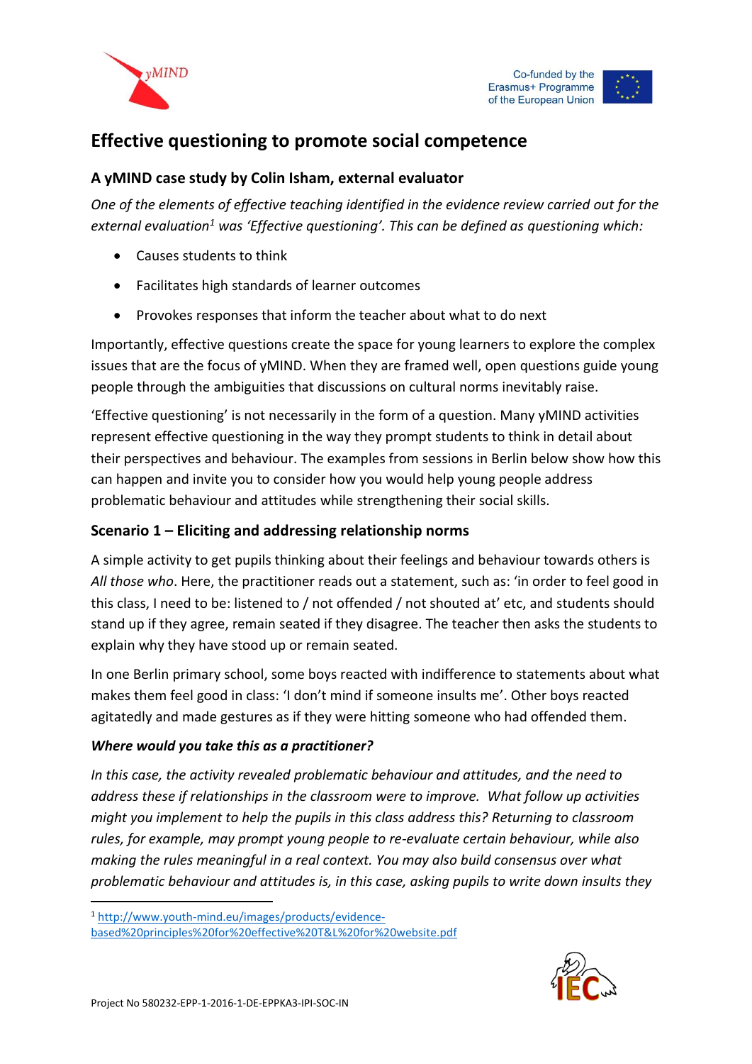# Effective questioning to promote social competence

## A yMIND case study by Colin Isham, external evaluator

*One of the elements of effective teaching identified in the evidence review carried out for the external evaluation[1] was 'Effective questioning'. This can be defined as questioning which:*

- Causes students to think
- Facilitates high standards of learner outcomes
- Provokes responses that inform the teacher about what to do next

Importantly, effective questions create the space for young learners to explore the complex issues that are the focus of yMIND. When they are framed well, open questions guide young people through the ambiguities that discussions on cultural norms inevitably raise.

'Effective questioning' is not necessarily in the form of a question. Many yMIND activities represent effective questioning in the way they prompt students to think in detail about their perspectives and behaviour. The examples from sessions in Berlin below show how this can happen and invite you to consider how you would help young people address problematic behaviour and attitudes while strengthening their social skills.

## Scenario 1 – Eliciting and addressing relationship norms

A simple activity to get pupils thinking about their feelings and behaviour towards others is *All those who*. Here, the practitioner reads out a statement, such as: 'in order to feel good in this class, I need to be: listened to / not offended / not shouted at' etc, and students should stand up if they agree, remain seated if they disagree. The teacher then asks the students to explain why they have stood up or remain seated.

In one Berlin primary school, some boys reacted with indifference to statements about what makes them feel good in class: 'I don't mind if someone insults me'. Other boys reacted agitatedly and made gestures as if they were hitting someone who had offended them.

***Where would you take this as a practitioner?***

*In this case, the activity revealed problematic behaviour and attitudes, and the need to address these if relationships in the classroom were to improve. What follow up activities might you implement to help the pupils in this class address this? Returning to classroom rules, for example, may prompt young people to re-evaluate certain behaviour, while also making the rules meaningful in a real context. You may also build consensus over what problematic behaviour and attitudes is, in this case, asking pupils to write down insults they*

[1] http://www.youth-mind.eu/images/products/evidence-based%20principles%20for%20effective%20T&L%20for%20website.pdf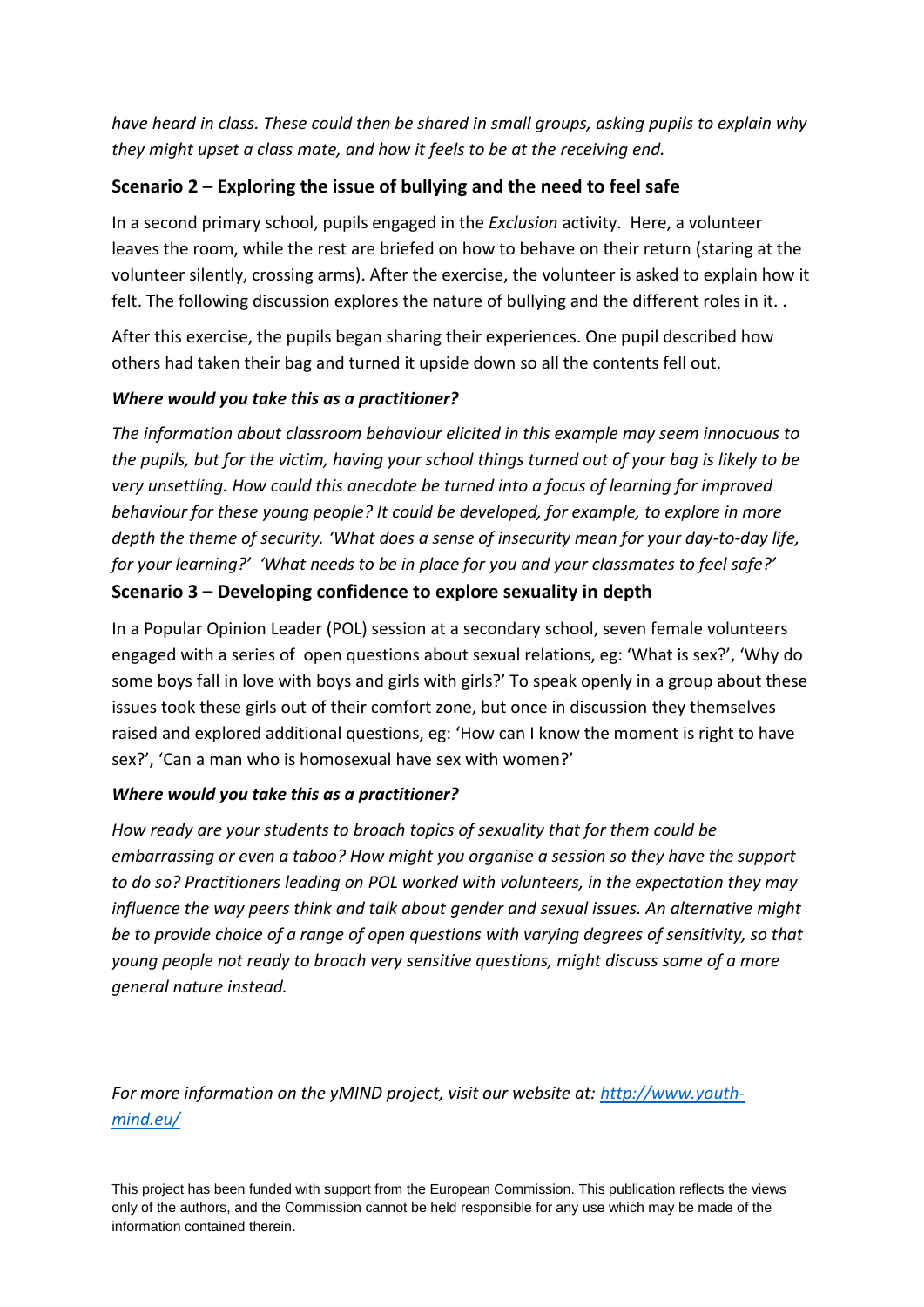*have heard in class. These could then be shared in small groups, asking pupils to explain why they might upset a class mate, and how it feels to be at the receiving end.*

### Scenario 2 – Exploring the issue of bullying and the need to feel safe

In a second primary school, pupils engaged in the *Exclusion* activity. Here, a volunteer leaves the room, while the rest are briefed on how to behave on their return (staring at the volunteer silently, crossing arms). After the exercise, the volunteer is asked to explain how it felt. The following discussion explores the nature of bullying and the different roles in it. .

After this exercise, the pupils began sharing their experiences. One pupil described how others had taken their bag and turned it upside down so all the contents fell out.

***Where would you take this as a practitioner?***

*The information about classroom behaviour elicited in this example may seem innocuous to the pupils, but for the victim, having your school things turned out of your bag is likely to be very unsettling. How could this anecdote be turned into a focus of learning for improved behaviour for these young people? It could be developed, for example, to explore in more depth the theme of security. 'What does a sense of insecurity mean for your day-to-day life, for your learning?' 'What needs to be in place for you and your classmates to feel safe?'*

### Scenario 3 – Developing confidence to explore sexuality in depth

In a Popular Opinion Leader (POL) session at a secondary school, seven female volunteers engaged with a series of open questions about sexual relations, eg: 'What is sex?', 'Why do some boys fall in love with boys and girls with girls?' To speak openly in a group about these issues took these girls out of their comfort zone, but once in discussion they themselves raised and explored additional questions, eg: 'How can I know the moment is right to have sex?', 'Can a man who is homosexual have sex with women?'

***Where would you take this as a practitioner?***

*How ready are your students to broach topics of sexuality that for them could be embarrassing or even a taboo? How might you organise a session so they have the support to do so? Practitioners leading on POL worked with volunteers, in the expectation they may influence the way peers think and talk about gender and sexual issues. An alternative might be to provide choice of a range of open questions with varying degrees of sensitivity, so that young people not ready to broach very sensitive questions, might discuss some of a more general nature instead.*

*For more information on the yMIND project, visit our website at: [http://www.youth-mind.eu/](http://www.youth-mind.eu/)*

This project has been funded with support from the European Commission. This publication reflects the views only of the authors, and the Commission cannot be held responsible for any use which may be made of the information contained therein.